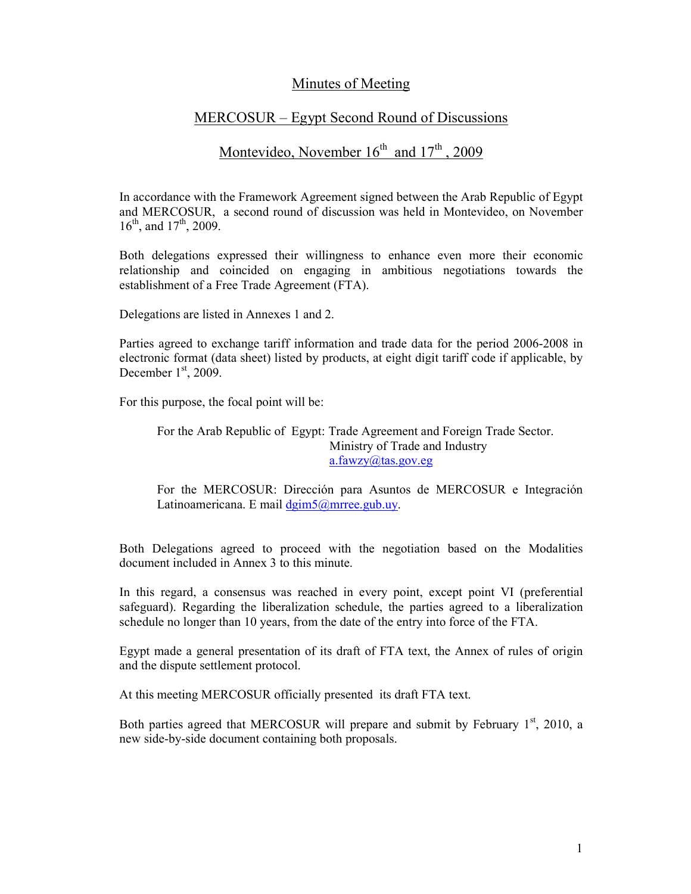# Minutes of Meeting

## MERCOSUR – Egypt Second Round of Discussions

## Montevideo, November 16th and 17th, 2009

In accordance with the Framework Agreement signed between the Arab Republic of Egypt and MERCOSUR, a second round of discussion was held in Montevideo, on November 16th, and 17th, 2009.

Both delegations expressed their willingness to enhance even more their economic relationship and coincided on engaging in ambitious negotiations towards the establishment of a Free Trade Agreement (FTA).

Delegations are listed in Annexes 1 and 2.

Parties agreed to exchange tariff information and trade data for the period 2006-2008 in electronic format (data sheet) listed by products, at eight digit tariff code if applicable, by December 1st, 2009.

For this purpose, the focal point will be:

> For the Arab Republic of Egypt: Trade Agreement and Foreign Trade Sector.
> Ministry of Trade and Industry
> a.fawzy@tas.gov.eg
>
> For the MERCOSUR: Dirección para Asuntos de MERCOSUR e Integración Latinoamericana. E mail dgim5@mrree.gub.uy.

Both Delegations agreed to proceed with the negotiation based on the Modalities document included in Annex 3 to this minute.

In this regard, a consensus was reached in every point, except point VI (preferential safeguard). Regarding the liberalization schedule, the parties agreed to a liberalization schedule no longer than 10 years, from the date of the entry into force of the FTA.

Egypt made a general presentation of its draft of FTA text, the Annex of rules of origin and the dispute settlement protocol.

At this meeting MERCOSUR officially presented its draft FTA text.

Both parties agreed that MERCOSUR will prepare and submit by February 1st, 2010, a new side-by-side document containing both proposals.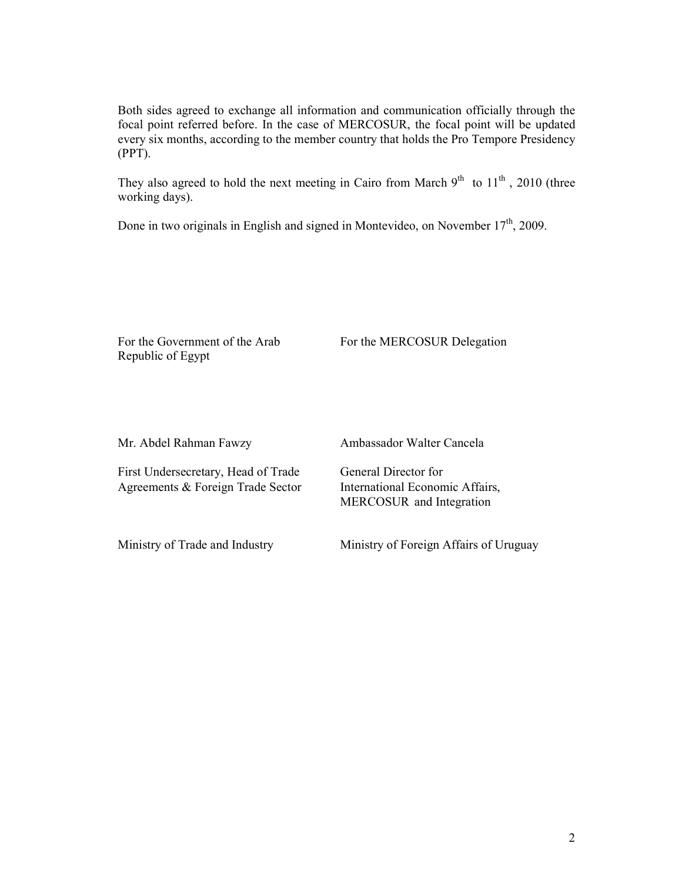Both sides agreed to exchange all information and communication officially through the focal point referred before. In the case of MERCOSUR, the focal point will be updated every six months, according to the member country that holds the Pro Tempore Presidency (PPT).

They also agreed to hold the next meeting in Cairo from March 9th to 11th, 2010 (three working days).

Done in two originals in English and signed in Montevideo, on November 17th, 2009.

| | |
|---|---|
| For the Government of the Arab Republic of Egypt | For the MERCOSUR Delegation |
| Mr. Abdel Rahman Fawzy | Ambassador Walter Cancela |
| First Undersecretary, Head of Trade Agreements & Foreign Trade Sector | General Director for International Economic Affairs, MERCOSUR and Integration |
| Ministry of Trade and Industry | Ministry of Foreign Affairs of Uruguay |